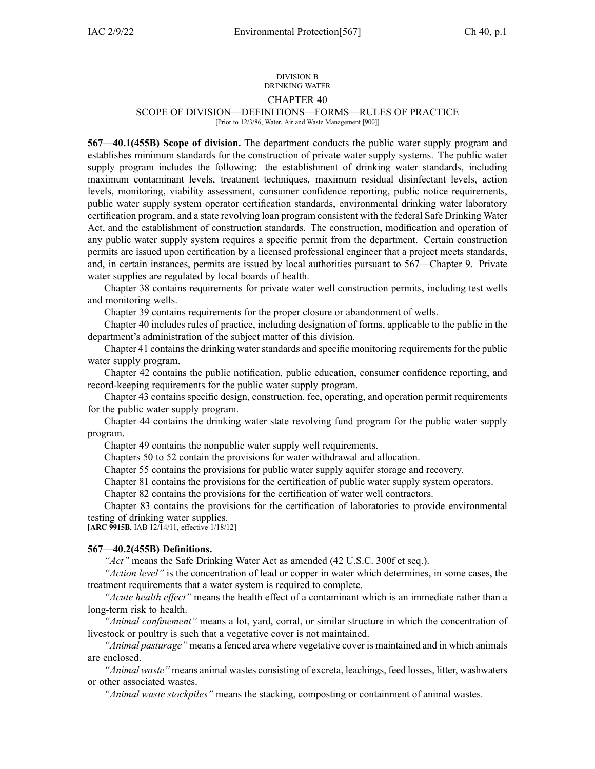DIVISION B
DRINKING WATER

# CHAPTER 40

## SCOPE OF DIVISION—DEFINITIONS—FORMS—RULES OF PRACTICE

[Prior to 12/3/86, Water, Air and Waste Management [900]]

**567—40.1(455B) Scope of division.** The department conducts the public water supply program and establishes minimum standards for the construction of private water supply systems. The public water supply program includes the following: the establishment of drinking water standards, including maximum contaminant levels, treatment techniques, maximum residual disinfectant levels, action levels, monitoring, viability assessment, consumer confidence reporting, public notice requirements, public water supply system operator certification standards, environmental drinking water laboratory certification program, and a state revolving loan program consistent with the federal Safe Drinking Water Act, and the establishment of construction standards. The construction, modification and operation of any public water supply system requires a specific permit from the department. Certain construction permits are issued upon certification by a licensed professional engineer that a project meets standards, and, in certain instances, permits are issued by local authorities pursuant to 567—Chapter 9. Private water supplies are regulated by local boards of health.

Chapter 38 contains requirements for private water well construction permits, including test wells and monitoring wells.

Chapter 39 contains requirements for the proper closure or abandonment of wells.

Chapter 40 includes rules of practice, including designation of forms, applicable to the public in the department's administration of the subject matter of this division.

Chapter 41 contains the drinking water standards and specific monitoring requirements for the public water supply program.

Chapter 42 contains the public notification, public education, consumer confidence reporting, and record-keeping requirements for the public water supply program.

Chapter 43 contains specific design, construction, fee, operating, and operation permit requirements for the public water supply program.

Chapter 44 contains the drinking water state revolving fund program for the public water supply program.

Chapter 49 contains the nonpublic water supply well requirements.

Chapters 50 to 52 contain the provisions for water withdrawal and allocation.

Chapter 55 contains the provisions for public water supply aquifer storage and recovery.

Chapter 81 contains the provisions for the certification of public water supply system operators.

Chapter 82 contains the provisions for the certification of water well contractors.

Chapter 83 contains the provisions for the certification of laboratories to provide environmental testing of drinking water supplies.

[**ARC 9915B**, IAB 12/14/11, effective 1/18/12]

**567—40.2(455B) Definitions.**

*"Act"* means the Safe Drinking Water Act as amended (42 U.S.C. 300f et seq.).

*"Action level"* is the concentration of lead or copper in water which determines, in some cases, the treatment requirements that a water system is required to complete.

*"Acute health effect"* means the health effect of a contaminant which is an immediate rather than a long-term risk to health.

*"Animal confinement"* means a lot, yard, corral, or similar structure in which the concentration of livestock or poultry is such that a vegetative cover is not maintained.

*"Animal pasturage"* means a fenced area where vegetative cover is maintained and in which animals are enclosed.

*"Animal waste"* means animal wastes consisting of excreta, leachings, feed losses, litter, washwaters or other associated wastes.

*"Animal waste stockpiles"* means the stacking, composting or containment of animal wastes.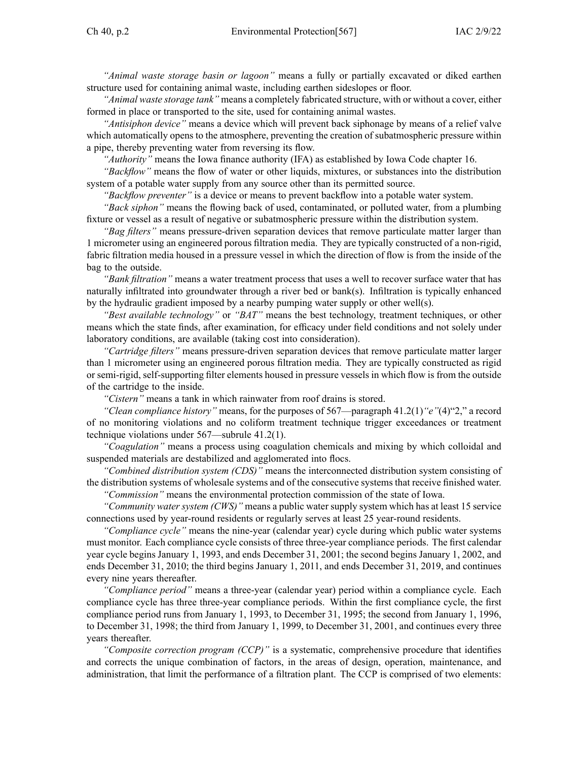*"Animal waste storage basin or lagoon"* means a fully or partially excavated or diked earthen structure used for containing animal waste, including earthen sideslopes or floor.

*"Animal waste storage tank"* means a completely fabricated structure, with or without a cover, either formed in place or transported to the site, used for containing animal wastes.

*"Antisiphon device"* means a device which will prevent back siphonage by means of a relief valve which automatically opens to the atmosphere, preventing the creation of subatmospheric pressure within a pipe, thereby preventing water from reversing its flow.

*"Authority"* means the Iowa finance authority (IFA) as established by Iowa Code chapter 16.

*"Backflow"* means the flow of water or other liquids, mixtures, or substances into the distribution system of a potable water supply from any source other than its permitted source.

*"Backflow preventer"* is a device or means to prevent backflow into a potable water system.

*"Back siphon"* means the flowing back of used, contaminated, or polluted water, from a plumbing fixture or vessel as a result of negative or subatmospheric pressure within the distribution system.

*"Bag filters"* means pressure-driven separation devices that remove particulate matter larger than 1 micrometer using an engineered porous filtration media. They are typically constructed of a non-rigid, fabric filtration media housed in a pressure vessel in which the direction of flow is from the inside of the bag to the outside.

*"Bank filtration"* means a water treatment process that uses a well to recover surface water that has naturally infiltrated into groundwater through a river bed or bank(s). Infiltration is typically enhanced by the hydraulic gradient imposed by a nearby pumping water supply or other well(s).

*"Best available technology"* or *"BAT"* means the best technology, treatment techniques, or other means which the state finds, after examination, for efficacy under field conditions and not solely under laboratory conditions, are available (taking cost into consideration).

*"Cartridge filters"* means pressure-driven separation devices that remove particulate matter larger than 1 micrometer using an engineered porous filtration media. They are typically constructed as rigid or semi-rigid, self-supporting filter elements housed in pressure vessels in which flow is from the outside of the cartridge to the inside.

*"Cistern"* means a tank in which rainwater from roof drains is stored.

*"Clean compliance history"* means, for the purposes of 567—paragraph 41.2(1)*"e"*(4)"2," a record of no monitoring violations and no coliform treatment technique trigger exceedances or treatment technique violations under 567—subrule 41.2(1).

*"Coagulation"* means a process using coagulation chemicals and mixing by which colloidal and suspended materials are destabilized and agglomerated into flocs.

*"Combined distribution system (CDS)"* means the interconnected distribution system consisting of the distribution systems of wholesale systems and of the consecutive systems that receive finished water.

*"Commission"* means the environmental protection commission of the state of Iowa.

*"Community water system (CWS)"* means a public water supply system which has at least 15 service connections used by year-round residents or regularly serves at least 25 year-round residents.

*"Compliance cycle"* means the nine-year (calendar year) cycle during which public water systems must monitor. Each compliance cycle consists of three three-year compliance periods. The first calendar year cycle begins January 1, 1993, and ends December 31, 2001; the second begins January 1, 2002, and ends December 31, 2010; the third begins January 1, 2011, and ends December 31, 2019, and continues every nine years thereafter.

*"Compliance period"* means a three-year (calendar year) period within a compliance cycle. Each compliance cycle has three three-year compliance periods. Within the first compliance cycle, the first compliance period runs from January 1, 1993, to December 31, 1995; the second from January 1, 1996, to December 31, 1998; the third from January 1, 1999, to December 31, 2001, and continues every three years thereafter.

*"Composite correction program (CCP)"* is a systematic, comprehensive procedure that identifies and corrects the unique combination of factors, in the areas of design, operation, maintenance, and administration, that limit the performance of a filtration plant. The CCP is comprised of two elements: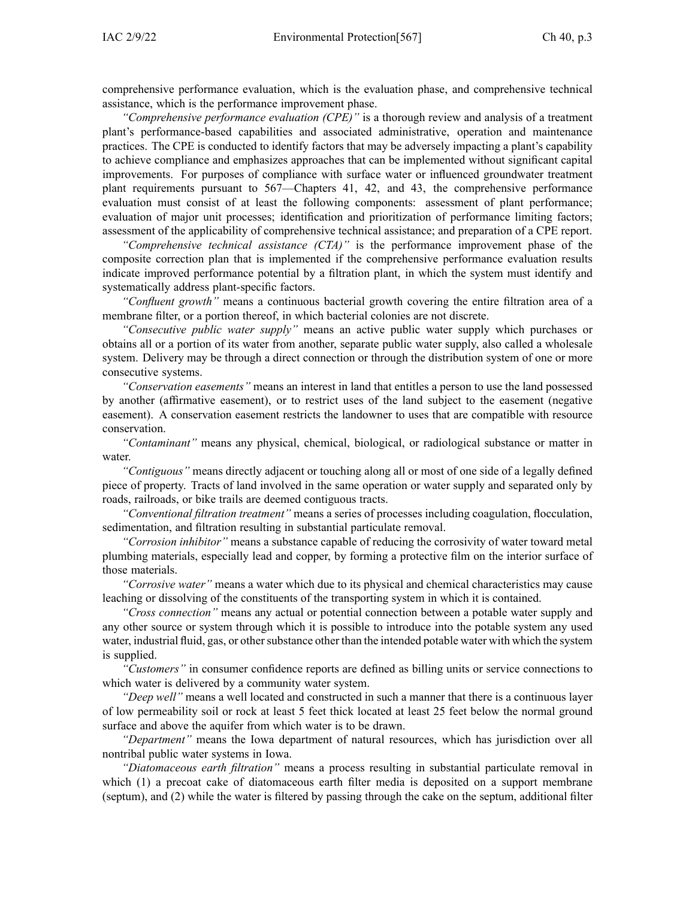comprehensive performance evaluation, which is the evaluation phase, and comprehensive technical assistance, which is the performance improvement phase.

*"Comprehensive performance evaluation (CPE)"* is a thorough review and analysis of a treatment plant's performance-based capabilities and associated administrative, operation and maintenance practices. The CPE is conducted to identify factors that may be adversely impacting a plant's capability to achieve compliance and emphasizes approaches that can be implemented without significant capital improvements. For purposes of compliance with surface water or influenced groundwater treatment plant requirements pursuant to 567—Chapters 41, 42, and 43, the comprehensive performance evaluation must consist of at least the following components: assessment of plant performance; evaluation of major unit processes; identification and prioritization of performance limiting factors; assessment of the applicability of comprehensive technical assistance; and preparation of a CPE report.

*"Comprehensive technical assistance (CTA)"* is the performance improvement phase of the composite correction plan that is implemented if the comprehensive performance evaluation results indicate improved performance potential by a filtration plant, in which the system must identify and systematically address plant-specific factors.

*"Confluent growth"* means a continuous bacterial growth covering the entire filtration area of a membrane filter, or a portion thereof, in which bacterial colonies are not discrete.

*"Consecutive public water supply"* means an active public water supply which purchases or obtains all or a portion of its water from another, separate public water supply, also called a wholesale system. Delivery may be through a direct connection or through the distribution system of one or more consecutive systems.

*"Conservation easements"* means an interest in land that entitles a person to use the land possessed by another (affirmative easement), or to restrict uses of the land subject to the easement (negative easement). A conservation easement restricts the landowner to uses that are compatible with resource conservation.

*"Contaminant"* means any physical, chemical, biological, or radiological substance or matter in water.

*"Contiguous"* means directly adjacent or touching along all or most of one side of a legally defined piece of property. Tracts of land involved in the same operation or water supply and separated only by roads, railroads, or bike trails are deemed contiguous tracts.

*"Conventional filtration treatment"* means a series of processes including coagulation, flocculation, sedimentation, and filtration resulting in substantial particulate removal.

*"Corrosion inhibitor"* means a substance capable of reducing the corrosivity of water toward metal plumbing materials, especially lead and copper, by forming a protective film on the interior surface of those materials.

*"Corrosive water"* means a water which due to its physical and chemical characteristics may cause leaching or dissolving of the constituents of the transporting system in which it is contained.

*"Cross connection"* means any actual or potential connection between a potable water supply and any other source or system through which it is possible to introduce into the potable system any used water, industrial fluid, gas, or other substance other than the intended potable water with which the system is supplied.

*"Customers"* in consumer confidence reports are defined as billing units or service connections to which water is delivered by a community water system.

*"Deep well"* means a well located and constructed in such a manner that there is a continuous layer of low permeability soil or rock at least 5 feet thick located at least 25 feet below the normal ground surface and above the aquifer from which water is to be drawn.

*"Department"* means the Iowa department of natural resources, which has jurisdiction over all nontribal public water systems in Iowa.

*"Diatomaceous earth filtration"* means a process resulting in substantial particulate removal in which (1) a precoat cake of diatomaceous earth filter media is deposited on a support membrane (septum), and (2) while the water is filtered by passing through the cake on the septum, additional filter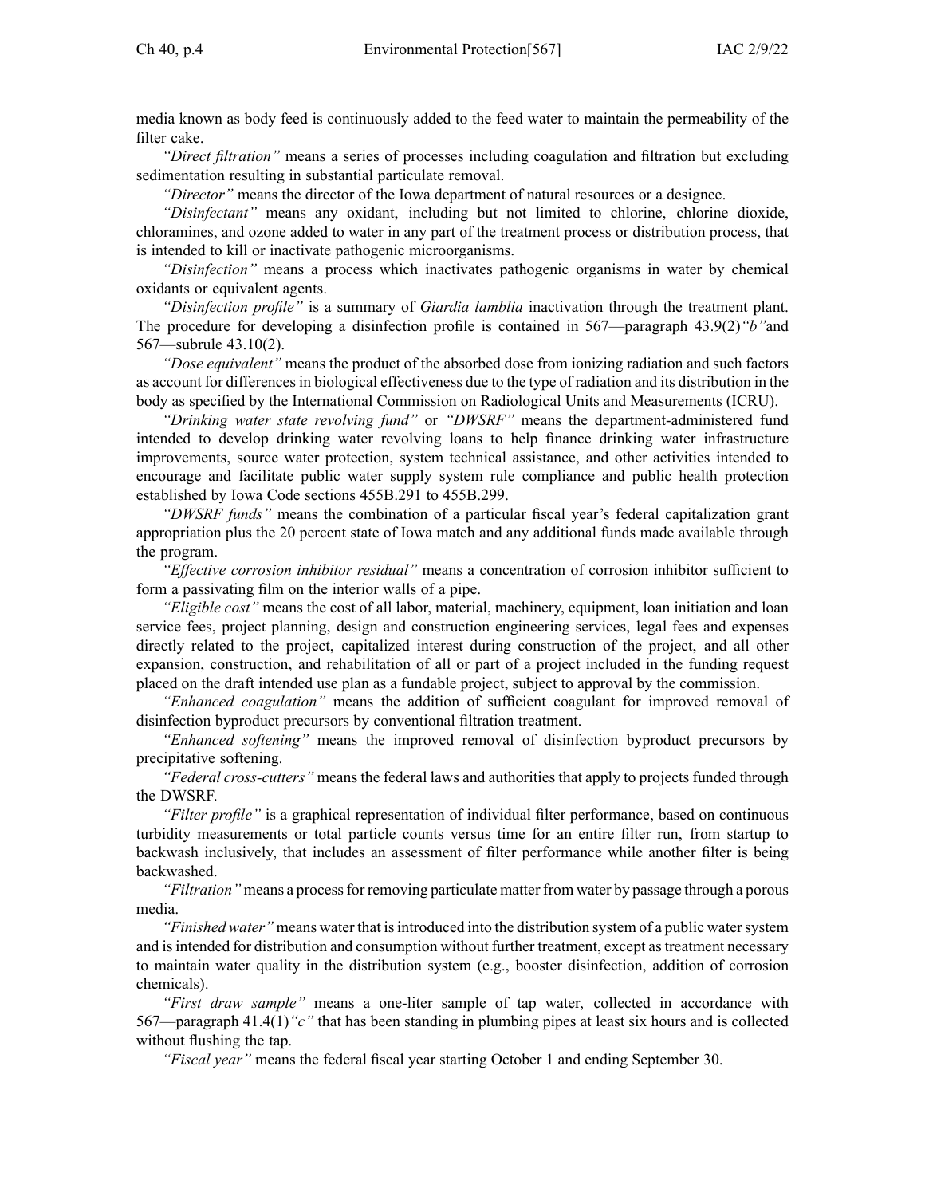media known as body feed is continuously added to the feed water to maintain the permeability of the filter cake.

*"Direct filtration"* means a series of processes including coagulation and filtration but excluding sedimentation resulting in substantial particulate removal.

*"Director"* means the director of the Iowa department of natural resources or a designee.

*"Disinfectant"* means any oxidant, including but not limited to chlorine, chlorine dioxide, chloramines, and ozone added to water in any part of the treatment process or distribution process, that is intended to kill or inactivate pathogenic microorganisms.

*"Disinfection"* means a process which inactivates pathogenic organisms in water by chemical oxidants or equivalent agents.

*"Disinfection profile"* is a summary of *Giardia lamblia* inactivation through the treatment plant. The procedure for developing a disinfection profile is contained in 567—paragraph 43.9(2)*"b"*and 567—subrule 43.10(2).

*"Dose equivalent"* means the product of the absorbed dose from ionizing radiation and such factors as account for differences in biological effectiveness due to the type of radiation and its distribution in the body as specified by the International Commission on Radiological Units and Measurements (ICRU).

*"Drinking water state revolving fund"* or *"DWSRF"* means the department-administered fund intended to develop drinking water revolving loans to help finance drinking water infrastructure improvements, source water protection, system technical assistance, and other activities intended to encourage and facilitate public water supply system rule compliance and public health protection established by Iowa Code sections 455B.291 to 455B.299.

*"DWSRF funds"* means the combination of a particular fiscal year's federal capitalization grant appropriation plus the 20 percent state of Iowa match and any additional funds made available through the program.

*"Effective corrosion inhibitor residual"* means a concentration of corrosion inhibitor sufficient to form a passivating film on the interior walls of a pipe.

*"Eligible cost"* means the cost of all labor, material, machinery, equipment, loan initiation and loan service fees, project planning, design and construction engineering services, legal fees and expenses directly related to the project, capitalized interest during construction of the project, and all other expansion, construction, and rehabilitation of all or part of a project included in the funding request placed on the draft intended use plan as a fundable project, subject to approval by the commission.

*"Enhanced coagulation"* means the addition of sufficient coagulant for improved removal of disinfection byproduct precursors by conventional filtration treatment.

*"Enhanced softening"* means the improved removal of disinfection byproduct precursors by precipitative softening.

*"Federal cross-cutters"* means the federal laws and authorities that apply to projects funded through the DWSRF.

*"Filter profile"* is a graphical representation of individual filter performance, based on continuous turbidity measurements or total particle counts versus time for an entire filter run, from startup to backwash inclusively, that includes an assessment of filter performance while another filter is being backwashed.

*"Filtration"* means a process for removing particulate matter from water by passage through a porous media.

*"Finished water"* means water that is introduced into the distribution system of a public water system and is intended for distribution and consumption without further treatment, except as treatment necessary to maintain water quality in the distribution system (e.g., booster disinfection, addition of corrosion chemicals).

*"First draw sample"* means a one-liter sample of tap water, collected in accordance with 567—paragraph 41.4(1)*"c"* that has been standing in plumbing pipes at least six hours and is collected without flushing the tap.

*"Fiscal year"* means the federal fiscal year starting October 1 and ending September 30.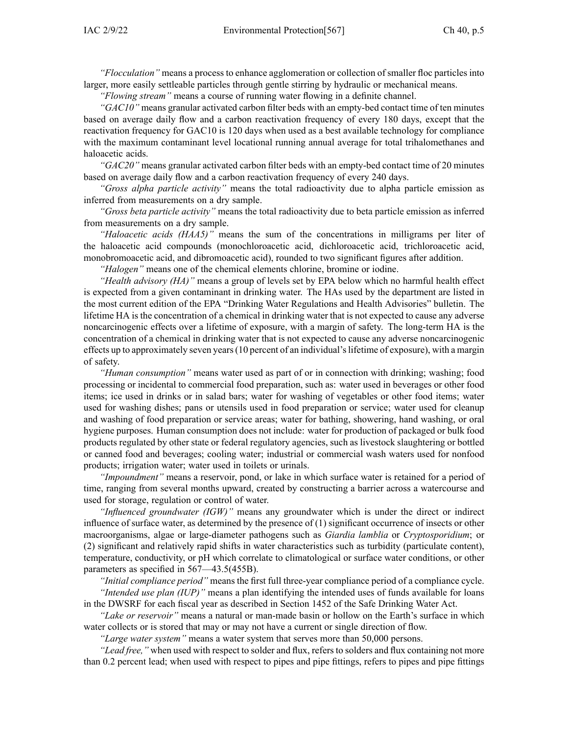*"Flocculation"* means a process to enhance agglomeration or collection of smaller floc particles into larger, more easily settleable particles through gentle stirring by hydraulic or mechanical means.

*"Flowing stream"* means a course of running water flowing in a definite channel.

*"GAC10"* means granular activated carbon filter beds with an empty-bed contact time of ten minutes based on average daily flow and a carbon reactivation frequency of every 180 days, except that the reactivation frequency for GAC10 is 120 days when used as a best available technology for compliance with the maximum contaminant level locational running annual average for total trihalomethanes and haloacetic acids.

*"GAC20"* means granular activated carbon filter beds with an empty-bed contact time of 20 minutes based on average daily flow and a carbon reactivation frequency of every 240 days.

*"Gross alpha particle activity"* means the total radioactivity due to alpha particle emission as inferred from measurements on a dry sample.

*"Gross beta particle activity"* means the total radioactivity due to beta particle emission as inferred from measurements on a dry sample.

*"Haloacetic acids (HAA5)"* means the sum of the concentrations in milligrams per liter of the haloacetic acid compounds (monochloroacetic acid, dichloroacetic acid, trichloroacetic acid, monobromoacetic acid, and dibromoacetic acid), rounded to two significant figures after addition.

*"Halogen"* means one of the chemical elements chlorine, bromine or iodine.

*"Health advisory (HA)"* means a group of levels set by EPA below which no harmful health effect is expected from a given contaminant in drinking water. The HAs used by the department are listed in the most current edition of the EPA "Drinking Water Regulations and Health Advisories" bulletin. The lifetime HA is the concentration of a chemical in drinking water that is not expected to cause any adverse noncarcinogenic effects over a lifetime of exposure, with a margin of safety. The long-term HA is the concentration of a chemical in drinking water that is not expected to cause any adverse noncarcinogenic effects up to approximately seven years (10 percent of an individual's lifetime of exposure), with a margin of safety.

*"Human consumption"* means water used as part of or in connection with drinking; washing; food processing or incidental to commercial food preparation, such as: water used in beverages or other food items; ice used in drinks or in salad bars; water for washing of vegetables or other food items; water used for washing dishes; pans or utensils used in food preparation or service; water used for cleanup and washing of food preparation or service areas; water for bathing, showering, hand washing, or oral hygiene purposes. Human consumption does not include: water for production of packaged or bulk food products regulated by other state or federal regulatory agencies, such as livestock slaughtering or bottled or canned food and beverages; cooling water; industrial or commercial wash waters used for nonfood products; irrigation water; water used in toilets or urinals.

*"Impoundment"* means a reservoir, pond, or lake in which surface water is retained for a period of time, ranging from several months upward, created by constructing a barrier across a watercourse and used for storage, regulation or control of water.

*"Influenced groundwater (IGW)"* means any groundwater which is under the direct or indirect influence of surface water, as determined by the presence of (1) significant occurrence of insects or other macroorganisms, algae or large-diameter pathogens such as *Giardia lamblia* or *Cryptosporidium*; or (2) significant and relatively rapid shifts in water characteristics such as turbidity (particulate content), temperature, conductivity, or pH which correlate to climatological or surface water conditions, or other parameters as specified in 567—43.5(455B).

*"Initial compliance period"* means the first full three-year compliance period of a compliance cycle.

*"Intended use plan (IUP)"* means a plan identifying the intended uses of funds available for loans in the DWSRF for each fiscal year as described in Section 1452 of the Safe Drinking Water Act.

*"Lake or reservoir"* means a natural or man-made basin or hollow on the Earth's surface in which water collects or is stored that may or may not have a current or single direction of flow.

*"Large water system"* means a water system that serves more than 50,000 persons.

*"Lead free,"* when used with respect to solder and flux, refers to solders and flux containing not more than 0.2 percent lead; when used with respect to pipes and pipe fittings, refers to pipes and pipe fittings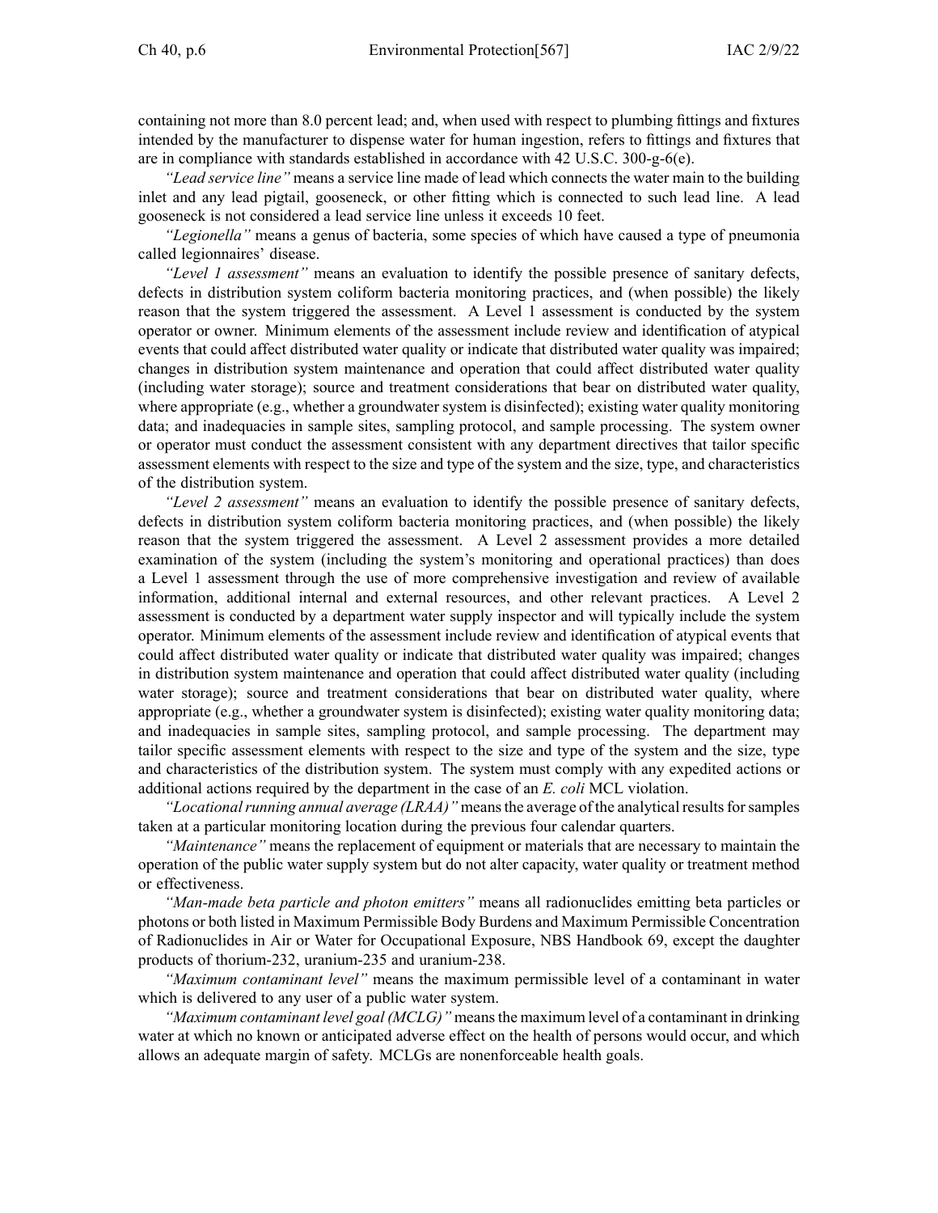containing not more than 8.0 percent lead; and, when used with respect to plumbing fittings and fixtures intended by the manufacturer to dispense water for human ingestion, refers to fittings and fixtures that are in compliance with standards established in accordance with 42 U.S.C. 300-g-6(e).

*"Lead service line"* means a service line made of lead which connects the water main to the building inlet and any lead pigtail, gooseneck, or other fitting which is connected to such lead line. A lead gooseneck is not considered a lead service line unless it exceeds 10 feet.

*"Legionella"* means a genus of bacteria, some species of which have caused a type of pneumonia called legionnaires' disease.

*"Level 1 assessment"* means an evaluation to identify the possible presence of sanitary defects, defects in distribution system coliform bacteria monitoring practices, and (when possible) the likely reason that the system triggered the assessment. A Level 1 assessment is conducted by the system operator or owner. Minimum elements of the assessment include review and identification of atypical events that could affect distributed water quality or indicate that distributed water quality was impaired; changes in distribution system maintenance and operation that could affect distributed water quality (including water storage); source and treatment considerations that bear on distributed water quality, where appropriate (e.g., whether a groundwater system is disinfected); existing water quality monitoring data; and inadequacies in sample sites, sampling protocol, and sample processing. The system owner or operator must conduct the assessment consistent with any department directives that tailor specific assessment elements with respect to the size and type of the system and the size, type, and characteristics of the distribution system.

*"Level 2 assessment"* means an evaluation to identify the possible presence of sanitary defects, defects in distribution system coliform bacteria monitoring practices, and (when possible) the likely reason that the system triggered the assessment. A Level 2 assessment provides a more detailed examination of the system (including the system's monitoring and operational practices) than does a Level 1 assessment through the use of more comprehensive investigation and review of available information, additional internal and external resources, and other relevant practices. A Level 2 assessment is conducted by a department water supply inspector and will typically include the system operator. Minimum elements of the assessment include review and identification of atypical events that could affect distributed water quality or indicate that distributed water quality was impaired; changes in distribution system maintenance and operation that could affect distributed water quality (including water storage); source and treatment considerations that bear on distributed water quality, where appropriate (e.g., whether a groundwater system is disinfected); existing water quality monitoring data; and inadequacies in sample sites, sampling protocol, and sample processing. The department may tailor specific assessment elements with respect to the size and type of the system and the size, type and characteristics of the distribution system. The system must comply with any expedited actions or additional actions required by the department in the case of an *E. coli* MCL violation.

*"Locational running annual average (LRAA)"* means the average of the analytical results for samples taken at a particular monitoring location during the previous four calendar quarters.

*"Maintenance"* means the replacement of equipment or materials that are necessary to maintain the operation of the public water supply system but do not alter capacity, water quality or treatment method or effectiveness.

*"Man-made beta particle and photon emitters"* means all radionuclides emitting beta particles or photons or both listed in Maximum Permissible Body Burdens and Maximum Permissible Concentration of Radionuclides in Air or Water for Occupational Exposure, NBS Handbook 69, except the daughter products of thorium-232, uranium-235 and uranium-238.

*"Maximum contaminant level"* means the maximum permissible level of a contaminant in water which is delivered to any user of a public water system.

*"Maximum contaminant level goal (MCLG)"* means the maximum level of a contaminant in drinking water at which no known or anticipated adverse effect on the health of persons would occur, and which allows an adequate margin of safety. MCLGs are nonenforceable health goals.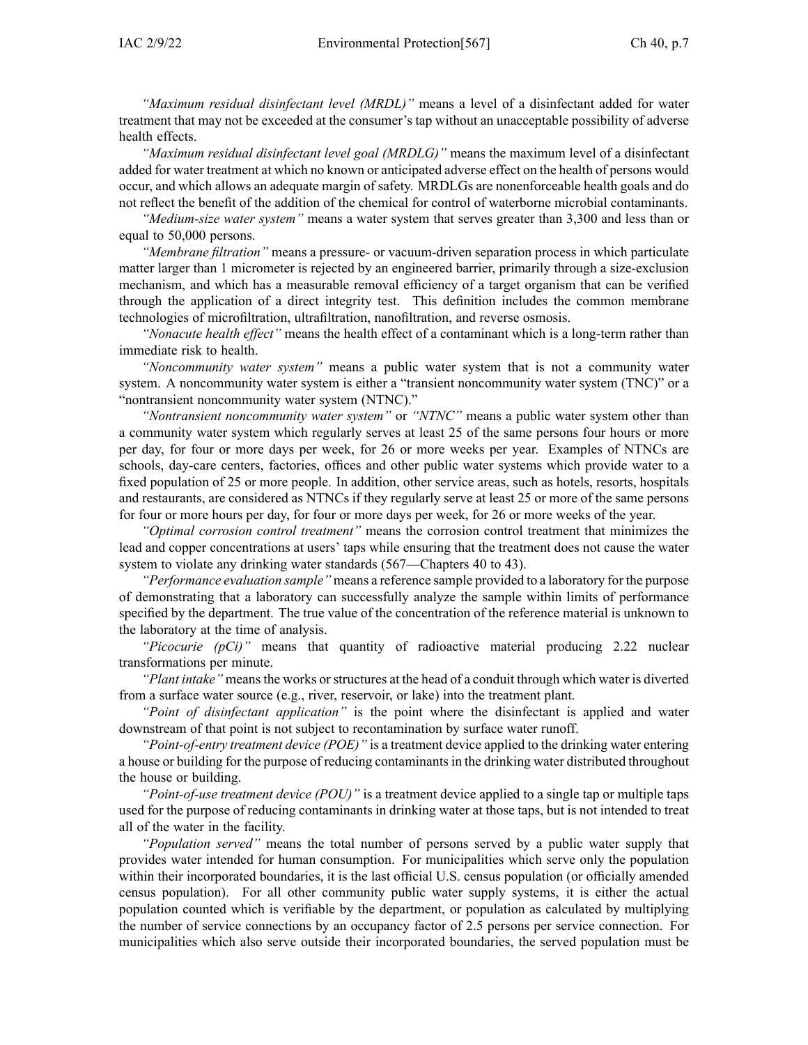*"Maximum residual disinfectant level (MRDL)"* means a level of a disinfectant added for water treatment that may not be exceeded at the consumer's tap without an unacceptable possibility of adverse health effects.

*"Maximum residual disinfectant level goal (MRDLG)"* means the maximum level of a disinfectant added for water treatment at which no known or anticipated adverse effect on the health of persons would occur, and which allows an adequate margin of safety. MRDLGs are nonenforceable health goals and do not reflect the benefit of the addition of the chemical for control of waterborne microbial contaminants.

*"Medium-size water system"* means a water system that serves greater than 3,300 and less than or equal to 50,000 persons.

*"Membrane filtration"* means a pressure- or vacuum-driven separation process in which particulate matter larger than 1 micrometer is rejected by an engineered barrier, primarily through a size-exclusion mechanism, and which has a measurable removal efficiency of a target organism that can be verified through the application of a direct integrity test. This definition includes the common membrane technologies of microfiltration, ultrafiltration, nanofiltration, and reverse osmosis.

*"Nonacute health effect"* means the health effect of a contaminant which is a long-term rather than immediate risk to health.

*"Noncommunity water system"* means a public water system that is not a community water system. A noncommunity water system is either a "transient noncommunity water system (TNC)" or a "nontransient noncommunity water system (NTNC)."

*"Nontransient noncommunity water system"* or *"NTNC"* means a public water system other than a community water system which regularly serves at least 25 of the same persons four hours or more per day, for four or more days per week, for 26 or more weeks per year. Examples of NTNCs are schools, day-care centers, factories, offices and other public water systems which provide water to a fixed population of 25 or more people. In addition, other service areas, such as hotels, resorts, hospitals and restaurants, are considered as NTNCs if they regularly serve at least 25 or more of the same persons for four or more hours per day, for four or more days per week, for 26 or more weeks of the year.

*"Optimal corrosion control treatment"* means the corrosion control treatment that minimizes the lead and copper concentrations at users' taps while ensuring that the treatment does not cause the water system to violate any drinking water standards (567—Chapters 40 to 43).

*"Performance evaluation sample"* means a reference sample provided to a laboratory for the purpose of demonstrating that a laboratory can successfully analyze the sample within limits of performance specified by the department. The true value of the concentration of the reference material is unknown to the laboratory at the time of analysis.

*"Picocurie (pCi)"* means that quantity of radioactive material producing 2.22 nuclear transformations per minute.

*"Plant intake"* means the works or structures at the head of a conduit through which water is diverted from a surface water source (e.g., river, reservoir, or lake) into the treatment plant.

*"Point of disinfectant application"* is the point where the disinfectant is applied and water downstream of that point is not subject to recontamination by surface water runoff.

*"Point-of-entry treatment device (POE)"* is a treatment device applied to the drinking water entering a house or building for the purpose of reducing contaminants in the drinking water distributed throughout the house or building.

*"Point-of-use treatment device (POU)"* is a treatment device applied to a single tap or multiple taps used for the purpose of reducing contaminants in drinking water at those taps, but is not intended to treat all of the water in the facility.

*"Population served"* means the total number of persons served by a public water supply that provides water intended for human consumption. For municipalities which serve only the population within their incorporated boundaries, it is the last official U.S. census population (or officially amended census population). For all other community public water supply systems, it is either the actual population counted which is verifiable by the department, or population as calculated by multiplying the number of service connections by an occupancy factor of 2.5 persons per service connection. For municipalities which also serve outside their incorporated boundaries, the served population must be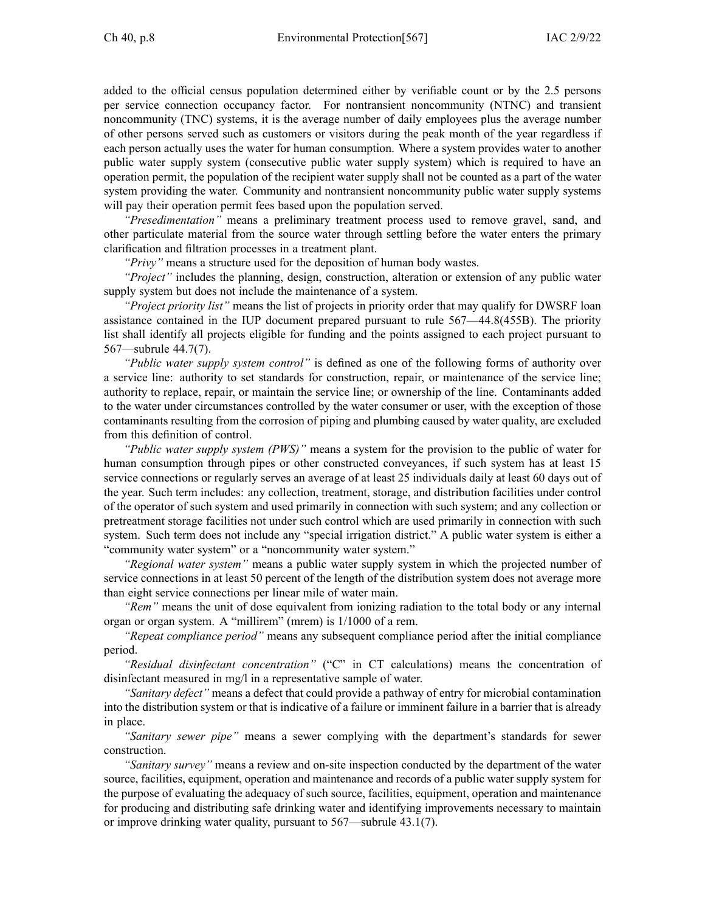added to the official census population determined either by verifiable count or by the 2.5 persons per service connection occupancy factor. For nontransient noncommunity (NTNC) and transient noncommunity (TNC) systems, it is the average number of daily employees plus the average number of other persons served such as customers or visitors during the peak month of the year regardless if each person actually uses the water for human consumption. Where a system provides water to another public water supply system (consecutive public water supply system) which is required to have an operation permit, the population of the recipient water supply shall not be counted as a part of the water system providing the water. Community and nontransient noncommunity public water supply systems will pay their operation permit fees based upon the population served.

*"Presedimentation"* means a preliminary treatment process used to remove gravel, sand, and other particulate material from the source water through settling before the water enters the primary clarification and filtration processes in a treatment plant.

*"Privy"* means a structure used for the deposition of human body wastes.

*"Project"* includes the planning, design, construction, alteration or extension of any public water supply system but does not include the maintenance of a system.

*"Project priority list"* means the list of projects in priority order that may qualify for DWSRF loan assistance contained in the IUP document prepared pursuant to rule 567—44.8(455B). The priority list shall identify all projects eligible for funding and the points assigned to each project pursuant to 567—subrule 44.7(7).

*"Public water supply system control"* is defined as one of the following forms of authority over a service line: authority to set standards for construction, repair, or maintenance of the service line; authority to replace, repair, or maintain the service line; or ownership of the line. Contaminants added to the water under circumstances controlled by the water consumer or user, with the exception of those contaminants resulting from the corrosion of piping and plumbing caused by water quality, are excluded from this definition of control.

*"Public water supply system (PWS)"* means a system for the provision to the public of water for human consumption through pipes or other constructed conveyances, if such system has at least 15 service connections or regularly serves an average of at least 25 individuals daily at least 60 days out of the year. Such term includes: any collection, treatment, storage, and distribution facilities under control of the operator of such system and used primarily in connection with such system; and any collection or pretreatment storage facilities not under such control which are used primarily in connection with such system. Such term does not include any "special irrigation district." A public water system is either a "community water system" or a "noncommunity water system."

*"Regional water system"* means a public water supply system in which the projected number of service connections in at least 50 percent of the length of the distribution system does not average more than eight service connections per linear mile of water main.

*"Rem"* means the unit of dose equivalent from ionizing radiation to the total body or any internal organ or organ system. A "millirem" (mrem) is 1/1000 of a rem.

*"Repeat compliance period"* means any subsequent compliance period after the initial compliance period.

*"Residual disinfectant concentration"* ("C" in CT calculations) means the concentration of disinfectant measured in mg/l in a representative sample of water.

*"Sanitary defect"* means a defect that could provide a pathway of entry for microbial contamination into the distribution system or that is indicative of a failure or imminent failure in a barrier that is already in place.

*"Sanitary sewer pipe"* means a sewer complying with the department's standards for sewer construction.

*"Sanitary survey"* means a review and on-site inspection conducted by the department of the water source, facilities, equipment, operation and maintenance and records of a public water supply system for the purpose of evaluating the adequacy of such source, facilities, equipment, operation and maintenance for producing and distributing safe drinking water and identifying improvements necessary to maintain or improve drinking water quality, pursuant to 567—subrule 43.1(7).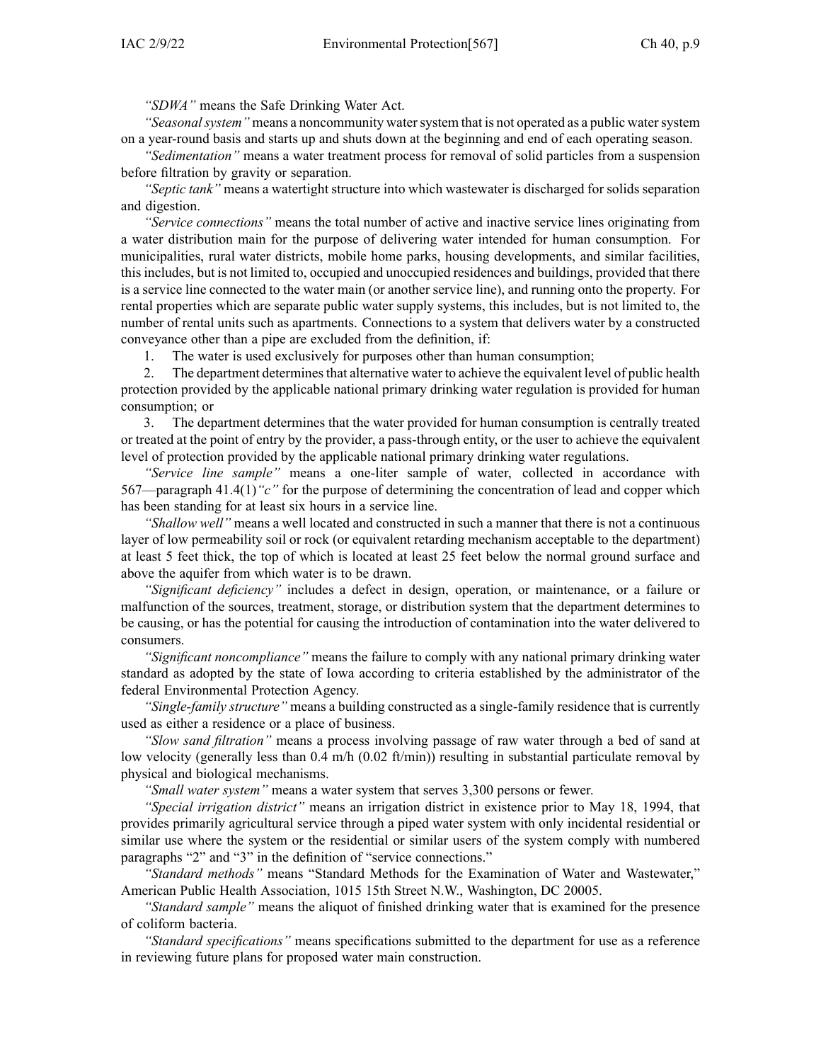*"SDWA"* means the Safe Drinking Water Act.

*"Seasonal system"* means a noncommunity water system that is not operated as a public water system on a year-round basis and starts up and shuts down at the beginning and end of each operating season.

*"Sedimentation"* means a water treatment process for removal of solid particles from a suspension before filtration by gravity or separation.

*"Septic tank"* means a watertight structure into which wastewater is discharged for solids separation and digestion.

*"Service connections"* means the total number of active and inactive service lines originating from a water distribution main for the purpose of delivering water intended for human consumption. For municipalities, rural water districts, mobile home parks, housing developments, and similar facilities, this includes, but is not limited to, occupied and unoccupied residences and buildings, provided that there is a service line connected to the water main (or another service line), and running onto the property. For rental properties which are separate public water supply systems, this includes, but is not limited to, the number of rental units such as apartments. Connections to a system that delivers water by a constructed conveyance other than a pipe are excluded from the definition, if:

1. The water is used exclusively for purposes other than human consumption;
2. The department determines that alternative water to achieve the equivalent level of public health protection provided by the applicable national primary drinking water regulation is provided for human consumption; or
3. The department determines that the water provided for human consumption is centrally treated or treated at the point of entry by the provider, a pass-through entity, or the user to achieve the equivalent level of protection provided by the applicable national primary drinking water regulations.

*"Service line sample"* means a one-liter sample of water, collected in accordance with 567—paragraph 41.4(1)*"c"* for the purpose of determining the concentration of lead and copper which has been standing for at least six hours in a service line.

*"Shallow well"* means a well located and constructed in such a manner that there is not a continuous layer of low permeability soil or rock (or equivalent retarding mechanism acceptable to the department) at least 5 feet thick, the top of which is located at least 25 feet below the normal ground surface and above the aquifer from which water is to be drawn.

*"Significant deficiency"* includes a defect in design, operation, or maintenance, or a failure or malfunction of the sources, treatment, storage, or distribution system that the department determines to be causing, or has the potential for causing the introduction of contamination into the water delivered to consumers.

*"Significant noncompliance"* means the failure to comply with any national primary drinking water standard as adopted by the state of Iowa according to criteria established by the administrator of the federal Environmental Protection Agency.

*"Single-family structure"* means a building constructed as a single-family residence that is currently used as either a residence or a place of business.

*"Slow sand filtration"* means a process involving passage of raw water through a bed of sand at low velocity (generally less than 0.4 m/h (0.02 ft/min)) resulting in substantial particulate removal by physical and biological mechanisms.

*"Small water system"* means a water system that serves 3,300 persons or fewer.

*"Special irrigation district"* means an irrigation district in existence prior to May 18, 1994, that provides primarily agricultural service through a piped water system with only incidental residential or similar use where the system or the residential or similar users of the system comply with numbered paragraphs "2" and "3" in the definition of "service connections."

*"Standard methods"* means "Standard Methods for the Examination of Water and Wastewater," American Public Health Association, 1015 15th Street N.W., Washington, DC 20005.

*"Standard sample"* means the aliquot of finished drinking water that is examined for the presence of coliform bacteria.

*"Standard specifications"* means specifications submitted to the department for use as a reference in reviewing future plans for proposed water main construction.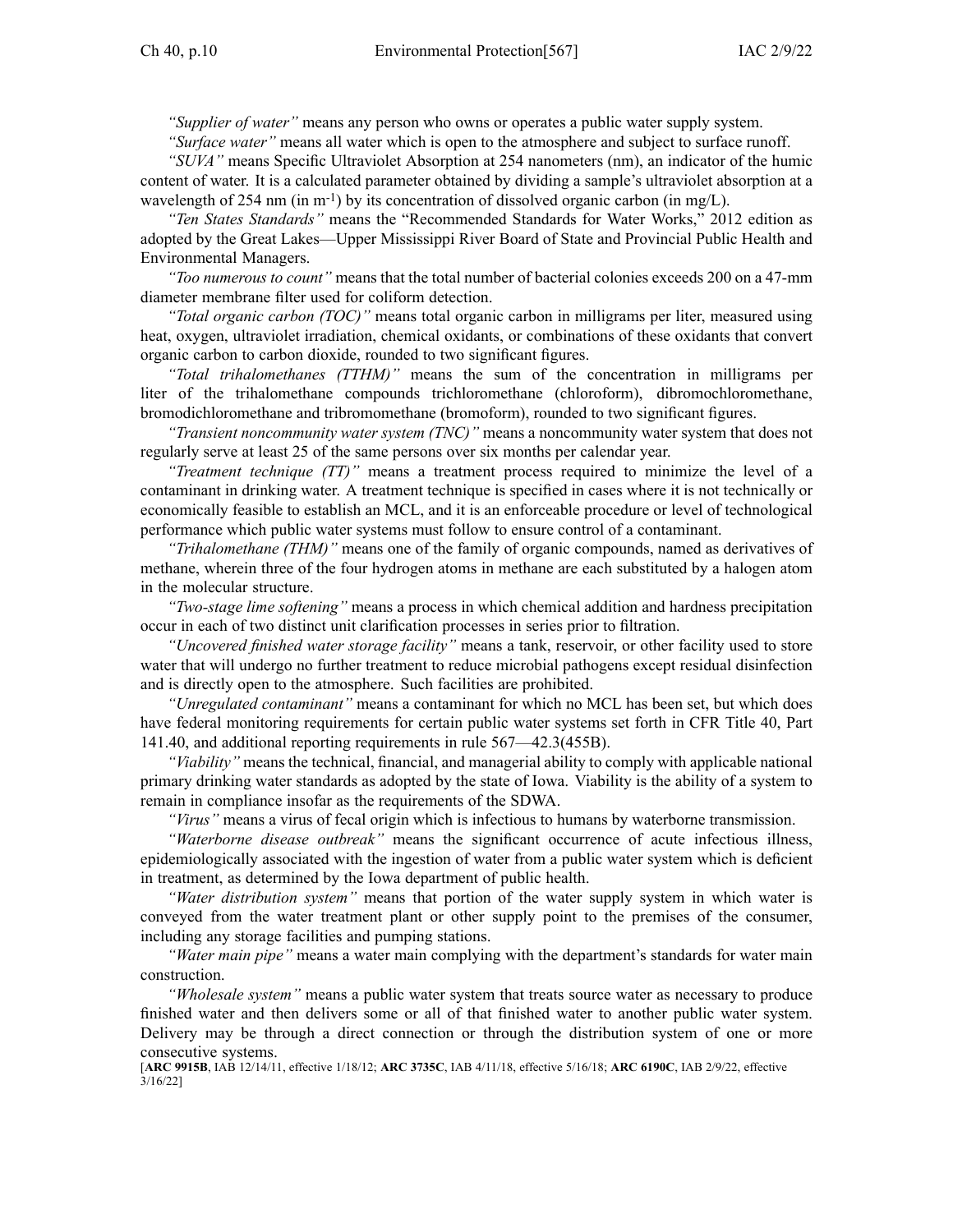*"Supplier of water"* means any person who owns or operates a public water supply system.

*"Surface water"* means all water which is open to the atmosphere and subject to surface runoff.

*"SUVA"* means Specific Ultraviolet Absorption at 254 nanometers (nm), an indicator of the humic content of water. It is a calculated parameter obtained by dividing a sample's ultraviolet absorption at a wavelength of 254 nm (in $m^{-1}$) by its concentration of dissolved organic carbon (in mg/L).

*"Ten States Standards"* means the "Recommended Standards for Water Works," 2012 edition as adopted by the Great Lakes—Upper Mississippi River Board of State and Provincial Public Health and Environmental Managers.

*"Too numerous to count"* means that the total number of bacterial colonies exceeds 200 on a 47-mm diameter membrane filter used for coliform detection.

*"Total organic carbon (TOC)"* means total organic carbon in milligrams per liter, measured using heat, oxygen, ultraviolet irradiation, chemical oxidants, or combinations of these oxidants that convert organic carbon to carbon dioxide, rounded to two significant figures.

*"Total trihalomethanes (TTHM)"* means the sum of the concentration in milligrams per liter of the trihalomethane compounds trichloromethane (chloroform), dibromochloromethane, bromodichloromethane and tribromomethane (bromoform), rounded to two significant figures.

*"Transient noncommunity water system (TNC)"* means a noncommunity water system that does not regularly serve at least 25 of the same persons over six months per calendar year.

*"Treatment technique (TT)"* means a treatment process required to minimize the level of a contaminant in drinking water. A treatment technique is specified in cases where it is not technically or economically feasible to establish an MCL, and it is an enforceable procedure or level of technological performance which public water systems must follow to ensure control of a contaminant.

*"Trihalomethane (THM)"* means one of the family of organic compounds, named as derivatives of methane, wherein three of the four hydrogen atoms in methane are each substituted by a halogen atom in the molecular structure.

*"Two-stage lime softening"* means a process in which chemical addition and hardness precipitation occur in each of two distinct unit clarification processes in series prior to filtration.

*"Uncovered finished water storage facility"* means a tank, reservoir, or other facility used to store water that will undergo no further treatment to reduce microbial pathogens except residual disinfection and is directly open to the atmosphere. Such facilities are prohibited.

*"Unregulated contaminant"* means a contaminant for which no MCL has been set, but which does have federal monitoring requirements for certain public water systems set forth in CFR Title 40, Part 141.40, and additional reporting requirements in rule 567—42.3(455B).

*"Viability"* means the technical, financial, and managerial ability to comply with applicable national primary drinking water standards as adopted by the state of Iowa. Viability is the ability of a system to remain in compliance insofar as the requirements of the SDWA.

*"Virus"* means a virus of fecal origin which is infectious to humans by waterborne transmission.

*"Waterborne disease outbreak"* means the significant occurrence of acute infectious illness, epidemiologically associated with the ingestion of water from a public water system which is deficient in treatment, as determined by the Iowa department of public health.

*"Water distribution system"* means that portion of the water supply system in which water is conveyed from the water treatment plant or other supply point to the premises of the consumer, including any storage facilities and pumping stations.

*"Water main pipe"* means a water main complying with the department's standards for water main construction.

*"Wholesale system"* means a public water system that treats source water as necessary to produce finished water and then delivers some or all of that finished water to another public water system. Delivery may be through a direct connection or through the distribution system of one or more consecutive systems.

[**ARC 9915B**, IAB 12/14/11, effective 1/18/12; **ARC 3735C**, IAB 4/11/18, effective 5/16/18; **ARC 6190C**, IAB 2/9/22, effective 3/16/22]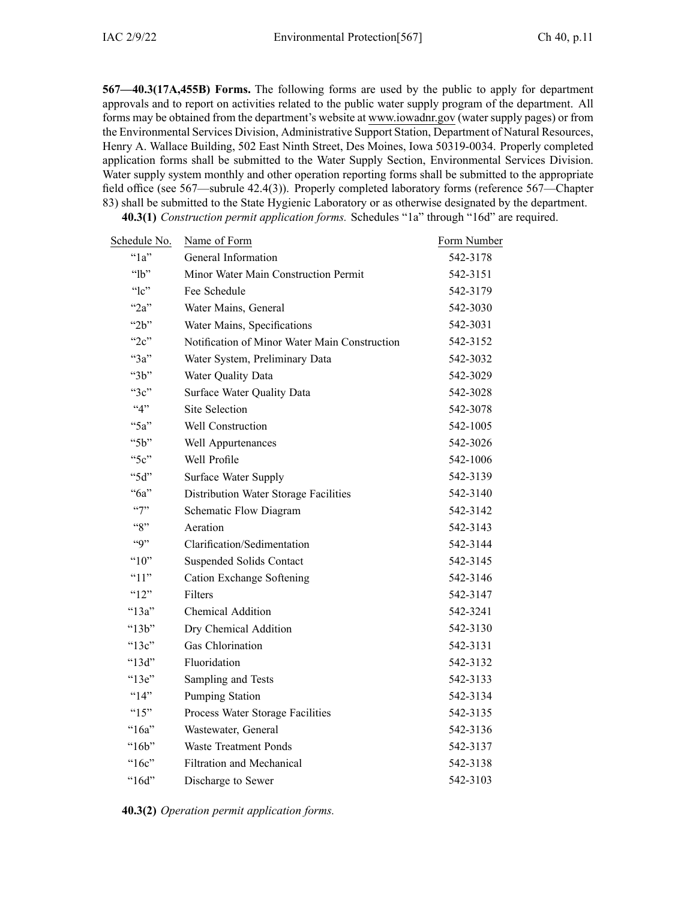**567—40.3(17A,455B) Forms.** The following forms are used by the public to apply for department approvals and to report on activities related to the public water supply program of the department. All forms may be obtained from the department's website at www.iowadnr.gov (water supply pages) or from the Environmental Services Division, Administrative Support Station, Department of Natural Resources, Henry A. Wallace Building, 502 East Ninth Street, Des Moines, Iowa 50319-0034. Properly completed application forms shall be submitted to the Water Supply Section, Environmental Services Division. Water supply system monthly and other operation reporting forms shall be submitted to the appropriate field office (see 567—subrule 42.4(3)). Properly completed laboratory forms (reference 567—Chapter 83) shall be submitted to the State Hygienic Laboratory or as otherwise designated by the department.

**40.3(1)** *Construction permit application forms.* Schedules "1a" through "16d" are required.

| Schedule No. | Name of Form | Form Number |
|---|---|---|
| "1a" | General Information | 542-3178 |
| "lb" | Minor Water Main Construction Permit | 542-3151 |
| "lc" | Fee Schedule | 542-3179 |
| "2a" | Water Mains, General | 542-3030 |
| "2b" | Water Mains, Specifications | 542-3031 |
| "2c" | Notification of Minor Water Main Construction | 542-3152 |
| "3a" | Water System, Preliminary Data | 542-3032 |
| "3b" | Water Quality Data | 542-3029 |
| "3c" | Surface Water Quality Data | 542-3028 |
| "4" | Site Selection | 542-3078 |
| "5a" | Well Construction | 542-1005 |
| "5b" | Well Appurtenances | 542-3026 |
| "5c" | Well Profile | 542-1006 |
| "5d" | Surface Water Supply | 542-3139 |
| "6a" | Distribution Water Storage Facilities | 542-3140 |
| "7" | Schematic Flow Diagram | 542-3142 |
| "8" | Aeration | 542-3143 |
| "9" | Clarification/Sedimentation | 542-3144 |
| "10" | Suspended Solids Contact | 542-3145 |
| "11" | Cation Exchange Softening | 542-3146 |
| "12" | Filters | 542-3147 |
| "13a" | Chemical Addition | 542-3241 |
| "13b" | Dry Chemical Addition | 542-3130 |
| "13c" | Gas Chlorination | 542-3131 |
| "13d" | Fluoridation | 542-3132 |
| "13e" | Sampling and Tests | 542-3133 |
| "14" | Pumping Station | 542-3134 |
| "15" | Process Water Storage Facilities | 542-3135 |
| "16a" | Wastewater, General | 542-3136 |
| "16b" | Waste Treatment Ponds | 542-3137 |
| "16c" | Filtration and Mechanical | 542-3138 |
| "16d" | Discharge to Sewer | 542-3103 |

**40.3(2)** *Operation permit application forms.*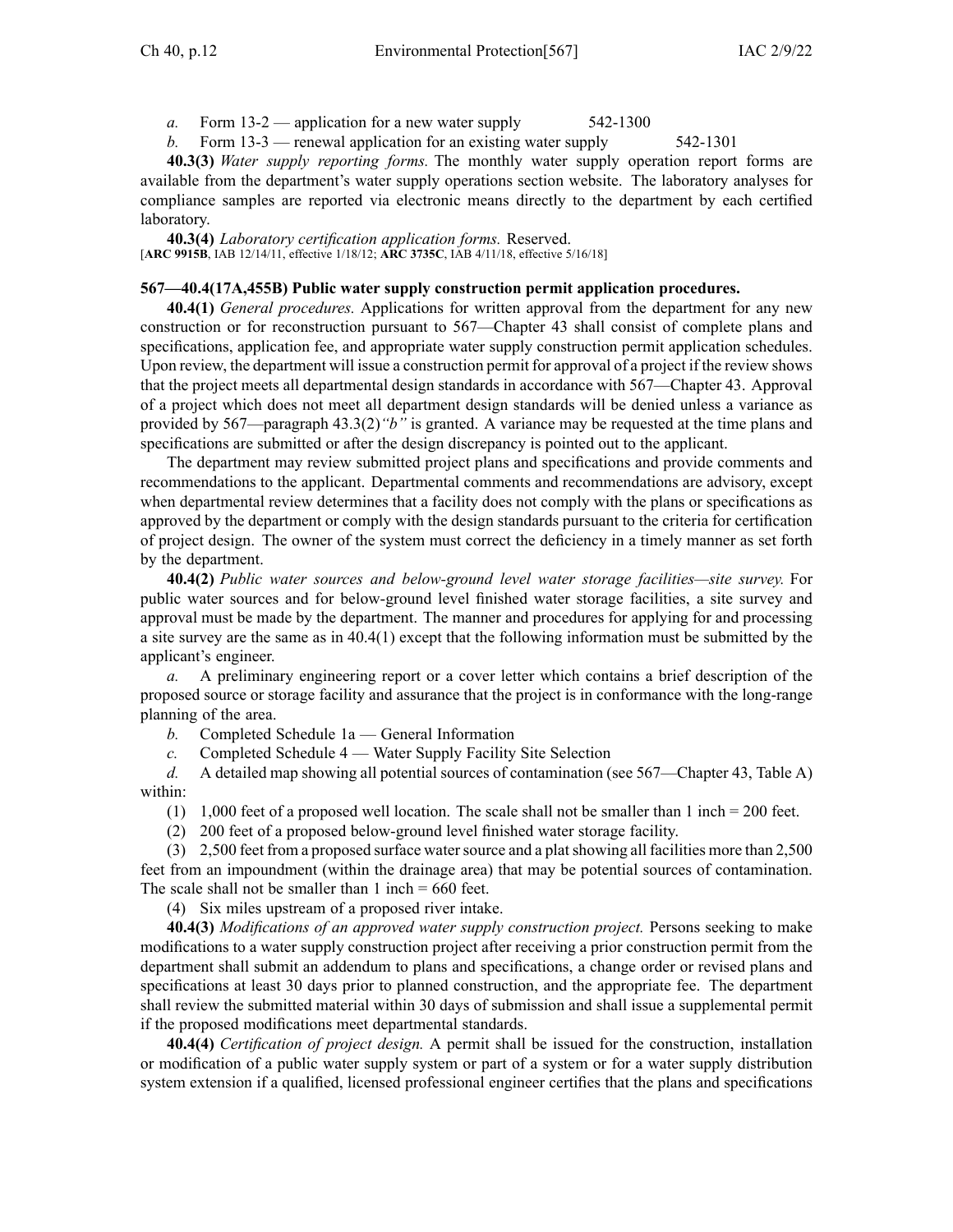*a.* Form 13-2 — application for a new water supply 542-1300

*b.* Form 13-3 — renewal application for an existing water supply 542-1301

**40.3(3)** *Water supply reporting forms.* The monthly water supply operation report forms are available from the department's water supply operations section website. The laboratory analyses for compliance samples are reported via electronic means directly to the department by each certified laboratory.

**40.3(4)** *Laboratory certification application forms.* Reserved.

[**ARC 9915B**, IAB 12/14/11, effective 1/18/12; **ARC 3735C**, IAB 4/11/18, effective 5/16/18]

**567—40.4(17A,455B) Public water supply construction permit application procedures.**

**40.4(1)** *General procedures.* Applications for written approval from the department for any new construction or for reconstruction pursuant to 567—Chapter 43 shall consist of complete plans and specifications, application fee, and appropriate water supply construction permit application schedules. Upon review, the department will issue a construction permit for approval of a project if the review shows that the project meets all departmental design standards in accordance with 567—Chapter 43. Approval of a project which does not meet all department design standards will be denied unless a variance as provided by 567—paragraph 43.3(2)*"b"* is granted. A variance may be requested at the time plans and specifications are submitted or after the design discrepancy is pointed out to the applicant.

The department may review submitted project plans and specifications and provide comments and recommendations to the applicant. Departmental comments and recommendations are advisory, except when departmental review determines that a facility does not comply with the plans or specifications as approved by the department or comply with the design standards pursuant to the criteria for certification of project design. The owner of the system must correct the deficiency in a timely manner as set forth by the department.

**40.4(2)** *Public water sources and below-ground level water storage facilities—site survey.* For public water sources and for below-ground level finished water storage facilities, a site survey and approval must be made by the department. The manner and procedures for applying for and processing a site survey are the same as in 40.4(1) except that the following information must be submitted by the applicant's engineer.

*a.* A preliminary engineering report or a cover letter which contains a brief description of the proposed source or storage facility and assurance that the project is in conformance with the long-range planning of the area.

*b.* Completed Schedule 1a — General Information

*c.* Completed Schedule 4 — Water Supply Facility Site Selection

*d.* A detailed map showing all potential sources of contamination (see 567—Chapter 43, Table A) within:

(1) 1,000 feet of a proposed well location. The scale shall not be smaller than 1 inch = 200 feet.

(2) 200 feet of a proposed below-ground level finished water storage facility.

(3) 2,500 feet from a proposed surface water source and a plat showing all facilities more than 2,500 feet from an impoundment (within the drainage area) that may be potential sources of contamination. The scale shall not be smaller than 1 inch = 660 feet.

(4) Six miles upstream of a proposed river intake.

**40.4(3)** *Modifications of an approved water supply construction project.* Persons seeking to make modifications to a water supply construction project after receiving a prior construction permit from the department shall submit an addendum to plans and specifications, a change order or revised plans and specifications at least 30 days prior to planned construction, and the appropriate fee. The department shall review the submitted material within 30 days of submission and shall issue a supplemental permit if the proposed modifications meet departmental standards.

**40.4(4)** *Certification of project design.* A permit shall be issued for the construction, installation or modification of a public water supply system or part of a system or for a water supply distribution system extension if a qualified, licensed professional engineer certifies that the plans and specifications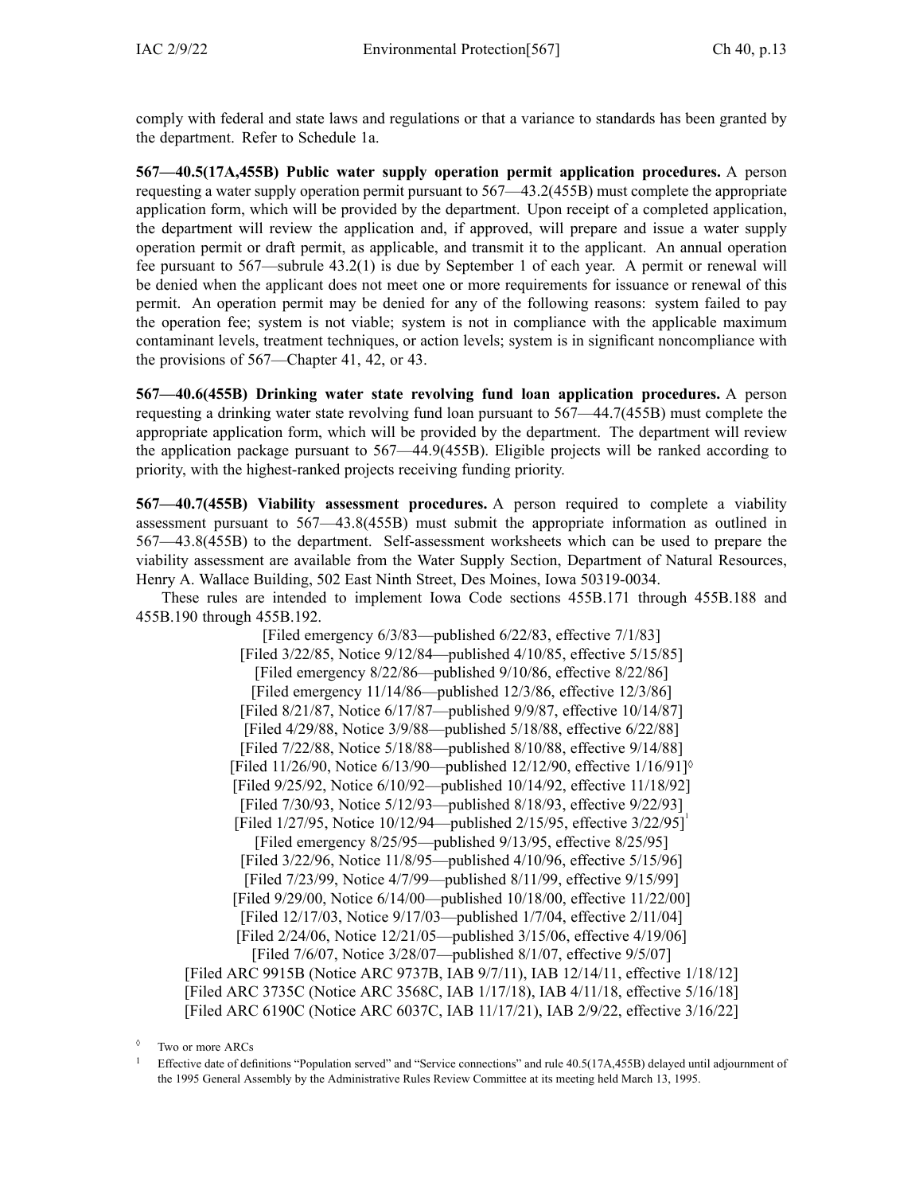comply with federal and state laws and regulations or that a variance to standards has been granted by the department. Refer to Schedule 1a.

**567—40.5(17A,455B) Public water supply operation permit application procedures.** A person requesting a water supply operation permit pursuant to 567—43.2(455B) must complete the appropriate application form, which will be provided by the department. Upon receipt of a completed application, the department will review the application and, if approved, will prepare and issue a water supply operation permit or draft permit, as applicable, and transmit it to the applicant. An annual operation fee pursuant to 567—subrule 43.2(1) is due by September 1 of each year. A permit or renewal will be denied when the applicant does not meet one or more requirements for issuance or renewal of this permit. An operation permit may be denied for any of the following reasons: system failed to pay the operation fee; system is not viable; system is not in compliance with the applicable maximum contaminant levels, treatment techniques, or action levels; system is in significant noncompliance with the provisions of 567—Chapter 41, 42, or 43.

**567—40.6(455B) Drinking water state revolving fund loan application procedures.** A person requesting a drinking water state revolving fund loan pursuant to 567—44.7(455B) must complete the appropriate application form, which will be provided by the department. The department will review the application package pursuant to 567—44.9(455B). Eligible projects will be ranked according to priority, with the highest-ranked projects receiving funding priority.

**567—40.7(455B) Viability assessment procedures.** A person required to complete a viability assessment pursuant to 567—43.8(455B) must submit the appropriate information as outlined in 567—43.8(455B) to the department. Self-assessment worksheets which can be used to prepare the viability assessment are available from the Water Supply Section, Department of Natural Resources, Henry A. Wallace Building, 502 East Ninth Street, Des Moines, Iowa 50319-0034.

These rules are intended to implement Iowa Code sections 455B.171 through 455B.188 and 455B.190 through 455B.192.

[Filed emergency 6/3/83—published 6/22/83, effective 7/1/83]
[Filed 3/22/85, Notice 9/12/84—published 4/10/85, effective 5/15/85]
[Filed emergency 8/22/86—published 9/10/86, effective 8/22/86]
[Filed emergency 11/14/86—published 12/3/86, effective 12/3/86]
[Filed 8/21/87, Notice 6/17/87—published 9/9/87, effective 10/14/87]
[Filed 4/29/88, Notice 3/9/88—published 5/18/88, effective 6/22/88]
[Filed 7/22/88, Notice 5/18/88—published 8/10/88, effective 9/14/88]
[Filed 11/26/90, Notice 6/13/90—published 12/12/90, effective 1/16/91]◊
[Filed 9/25/92, Notice 6/10/92—published 10/14/92, effective 11/18/92]
[Filed 7/30/93, Notice 5/12/93—published 8/18/93, effective 9/22/93]
[Filed 1/27/95, Notice 10/12/94—published 2/15/95, effective 3/22/95][1]
[Filed emergency 8/25/95—published 9/13/95, effective 8/25/95]
[Filed 3/22/96, Notice 11/8/95—published 4/10/96, effective 5/15/96]
[Filed 7/23/99, Notice 4/7/99—published 8/11/99, effective 9/15/99]
[Filed 9/29/00, Notice 6/14/00—published 10/18/00, effective 11/22/00]
[Filed 12/17/03, Notice 9/17/03—published 1/7/04, effective 2/11/04]
[Filed 2/24/06, Notice 12/21/05—published 3/15/06, effective 4/19/06]
[Filed 7/6/07, Notice 3/28/07—published 8/1/07, effective 9/5/07]
[Filed ARC 9915B (Notice ARC 9737B, IAB 9/7/11), IAB 12/14/11, effective 1/18/12]
[Filed ARC 3735C (Notice ARC 3568C, IAB 1/17/18), IAB 4/11/18, effective 5/16/18]
[Filed ARC 6190C (Notice ARC 6037C, IAB 11/17/21), IAB 2/9/22, effective 3/16/22]

◊ Two or more ARCs

[1] Effective date of definitions "Population served" and "Service connections" and rule 40.5(17A,455B) delayed until adjournment of the 1995 General Assembly by the Administrative Rules Review Committee at its meeting held March 13, 1995.